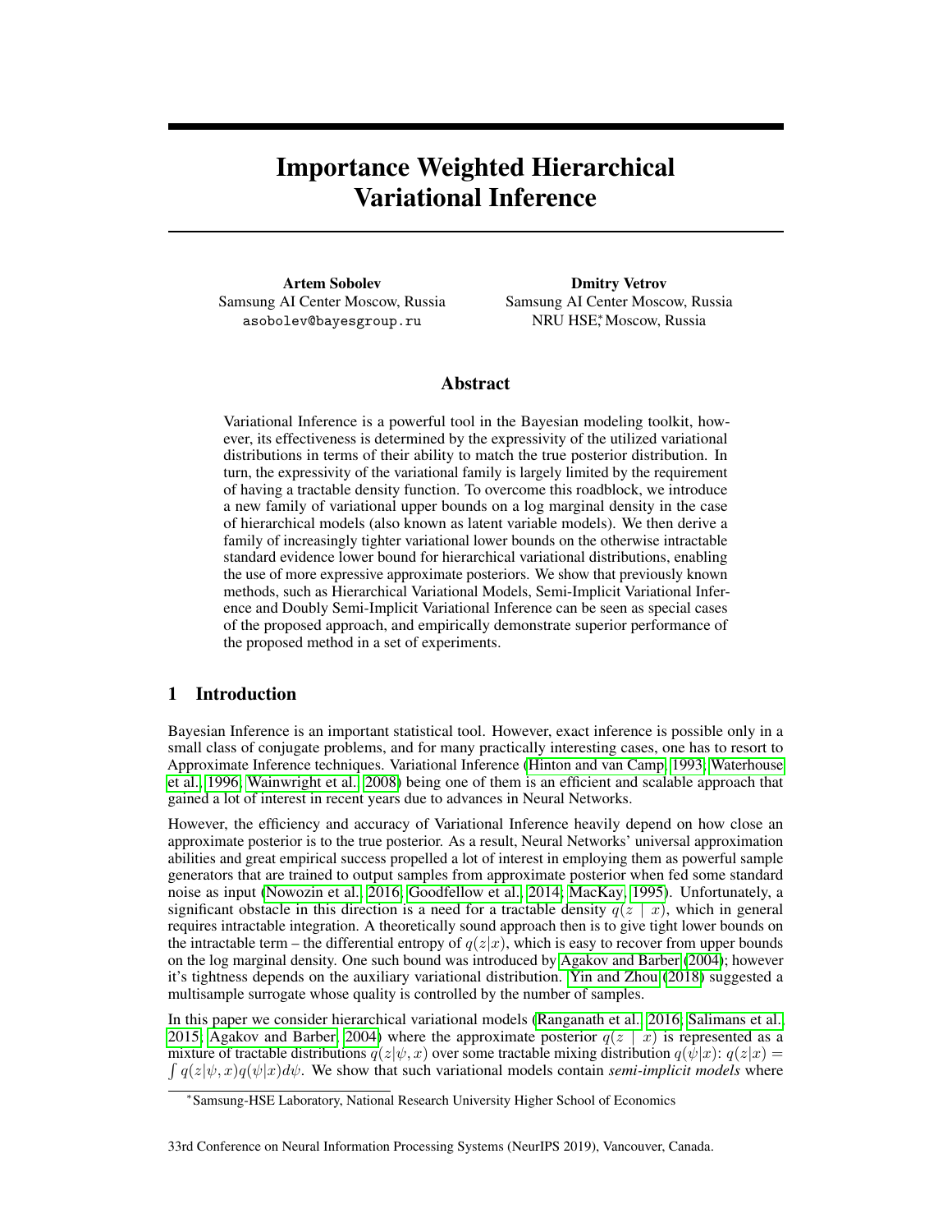# Importance Weighted Hierarchical Variational Inference

**Artem Sobolev**
Samsung AI Center Moscow, Russia
asobolev@bayesgroup.ru

**Dmitry Vetrov**
Samsung AI Center Moscow, Russia
NRU HSE,[*] Moscow, Russia

## Abstract

Variational Inference is a powerful tool in the Bayesian modeling toolkit, however, its effectiveness is determined by the expressivity of the utilized variational distributions in terms of their ability to match the true posterior distribution. In turn, the expressivity of the variational family is largely limited by the requirement of having a tractable density function. To overcome this roadblock, we introduce a new family of variational upper bounds on a log marginal density in the case of hierarchical models (also known as latent variable models). We then derive a family of increasingly tighter variational lower bounds on the otherwise intractable standard evidence lower bound for hierarchical variational distributions, enabling the use of more expressive approximate posteriors. We show that previously known methods, such as Hierarchical Variational Models, Semi-Implicit Variational Inference and Doubly Semi-Implicit Variational Inference can be seen as special cases of the proposed approach, and empirically demonstrate superior performance of the proposed method in a set of experiments.

## 1 Introduction

Bayesian Inference is an important statistical tool. However, exact inference is possible only in a small class of conjugate problems, and for many practically interesting cases, one has to resort to Approximate Inference techniques. Variational Inference (Hinton and van Camp, 1993; Waterhouse et al., 1996; Wainwright et al., 2008) being one of them is an efficient and scalable approach that gained a lot of interest in recent years due to advances in Neural Networks.

However, the efficiency and accuracy of Variational Inference heavily depend on how close an approximate posterior is to the true posterior. As a result, Neural Networks' universal approximation abilities and great empirical success propelled a lot of interest in employing them as powerful sample generators that are trained to output samples from approximate posterior when fed some standard noise as input (Nowozin et al., 2016; Goodfellow et al., 2014; MacKay, 1995). Unfortunately, a significant obstacle in this direction is a need for a tractable density $q(z \mid x)$, which in general requires intractable integration. A theoretically sound approach then is to give tight lower bounds on the intractable term – the differential entropy of $q(z|x)$, which is easy to recover from upper bounds on the log marginal density. One such bound was introduced by Agakov and Barber (2004); however it's tightness depends on the auxiliary variational distribution. Yin and Zhou (2018) suggested a multisample surrogate whose quality is controlled by the number of samples.

In this paper we consider hierarchical variational models (Ranganath et al., 2016; Salimans et al., 2015; Agakov and Barber, 2004) where the approximate posterior $q(z \mid x)$ is represented as a mixture of tractable distributions $q(z|\psi, x)$ over some tractable mixing distribution $q(\psi|x)$: $q(z|x) = \int q(z|\psi, x)q(\psi|x)d\psi$. We show that such variational models contain *semi-implicit models* where

[*]Samsung-HSE Laboratory, National Research University Higher School of Economics

33rd Conference on Neural Information Processing Systems (NeurIPS 2019), Vancouver, Canada.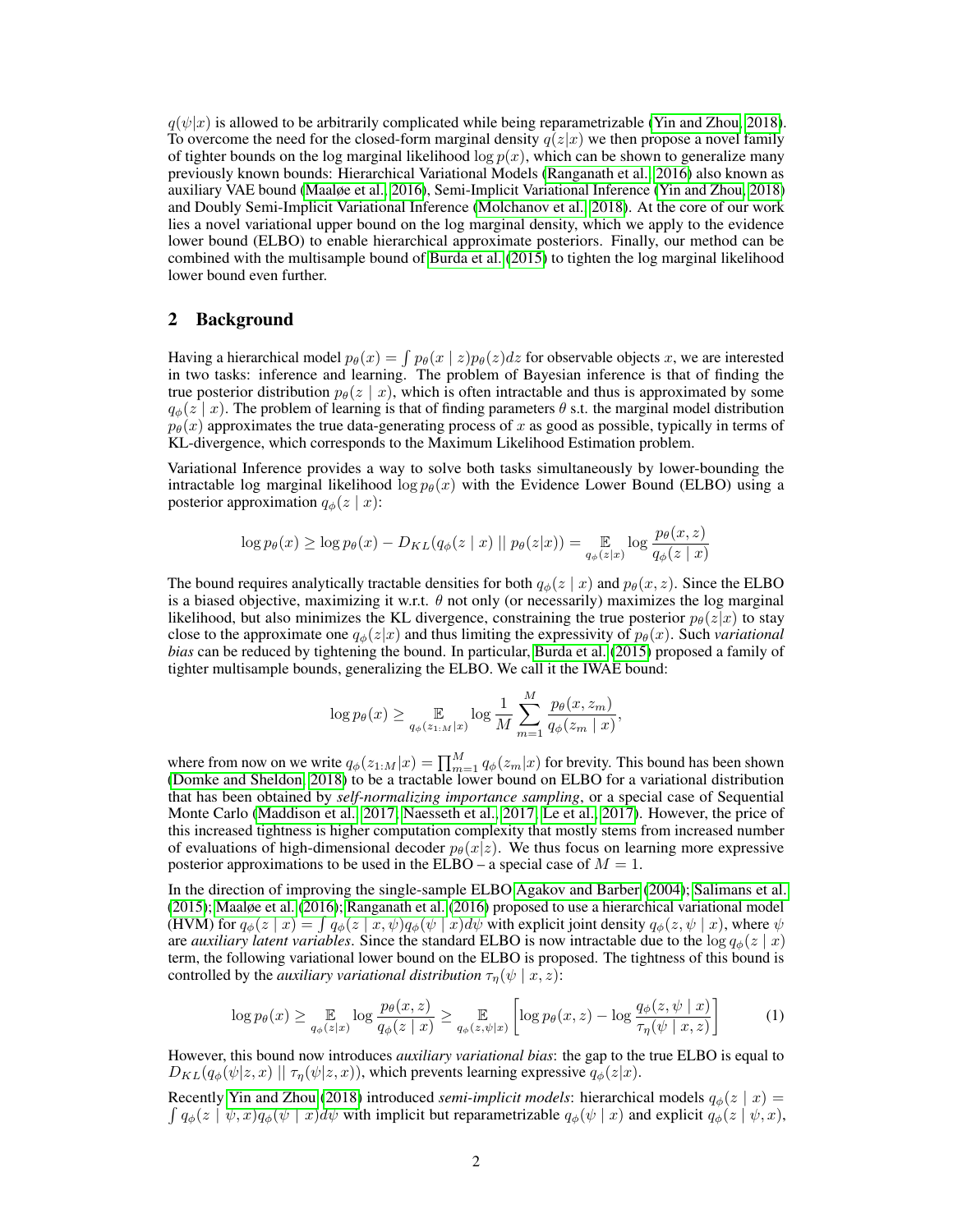$q(\psi|x)$ is allowed to be arbitrarily complicated while being reparametrizable (Yin and Zhou, 2018). To overcome the need for the closed-form marginal density $q(z|x)$ we then propose a novel family of tighter bounds on the log marginal likelihood $\log p(x)$, which can be shown to generalize many previously known bounds: Hierarchical Variational Models (Ranganath et al., 2016) also known as auxiliary VAE bound (Maaløe et al., 2016), Semi-Implicit Variational Inference (Yin and Zhou, 2018) and Doubly Semi-Implicit Variational Inference (Molchanov et al., 2018). At the core of our work lies a novel variational upper bound on the log marginal density, which we apply to the evidence lower bound (ELBO) to enable hierarchical approximate posteriors. Finally, our method can be combined with the multisample bound of Burda et al. (2015) to tighten the log marginal likelihood lower bound even further.

## 2 Background

Having a hierarchical model $p_\theta(x) = \int p_\theta(x \mid z) p_\theta(z) dz$ for observable objects $x$, we are interested in two tasks: inference and learning. The problem of Bayesian inference is that of finding the true posterior distribution $p_\theta(z \mid x)$, which is often intractable and thus is approximated by some $q_\phi(z \mid x)$. The problem of learning is that of finding parameters $\theta$ s.t. the marginal model distribution $p_\theta(x)$ approximates the true data-generating process of $x$ as good as possible, typically in terms of KL-divergence, which corresponds to the Maximum Likelihood Estimation problem.

Variational Inference provides a way to solve both tasks simultaneously by lower-bounding the intractable log marginal likelihood $\log p_\theta(x)$ with the Evidence Lower Bound (ELBO) using a posterior approximation $q_\phi(z \mid x)$:

$$\log p_\theta(x) \geq \log p_\theta(x) - D_{KL}(q_\phi(z \mid x) \mid\mid p_\theta(z|x)) = \mathop{\mathbb{E}}_{q_\phi(z|x)} \log \frac{p_\theta(x, z)}{q_\phi(z \mid x)}$$

The bound requires analytically tractable densities for both $q_\phi(z \mid x)$ and $p_\theta(x, z)$. Since the ELBO is a biased objective, maximizing it w.r.t. $\theta$ not only (or necessarily) maximizes the log marginal likelihood, but also minimizes the KL divergence, constraining the true posterior $p_\theta(z|x)$ to stay close to the approximate one $q_\phi(z|x)$ and thus limiting the expressivity of $p_\theta(x)$. Such *variational bias* can be reduced by tightening the bound. In particular, Burda et al. (2015) proposed a family of tighter multisample bounds, generalizing the ELBO. We call it the IWAE bound:

$$\log p_\theta(x) \geq \mathop{\mathbb{E}}_{q_\phi(z_{1:M}|x)} \log \frac{1}{M} \sum_{m=1}^{M} \frac{p_\theta(x, z_m)}{q_\phi(z_m \mid x)},$$

where from now on we write $q_\phi(z_{1:M}|x) = \prod_{m=1}^{M} q_\phi(z_m|x)$ for brevity. This bound has been shown (Domke and Sheldon, 2018) to be a tractable lower bound on ELBO for a variational distribution that has been obtained by *self-normalizing importance sampling*, or a special case of Sequential Monte Carlo (Maddison et al., 2017; Naesseth et al., 2017; Le et al., 2017). However, the price of this increased tightness is higher computation complexity that mostly stems from increased number of evaluations of high-dimensional decoder $p_\theta(x|z)$. We thus focus on learning more expressive posterior approximations to be used in the ELBO – a special case of $M = 1$.

In the direction of improving the single-sample ELBO Agakov and Barber (2004); Salimans et al. (2015); Maaløe et al. (2016); Ranganath et al. (2016) proposed to use a hierarchical variational model (HVM) for $q_\phi(z \mid x) = \int q_\phi(z \mid x, \psi) q_\phi(\psi \mid x) d\psi$ with explicit joint density $q_\phi(z, \psi \mid x)$, where $\psi$ are *auxiliary latent variables*. Since the standard ELBO is now intractable due to the $\log q_\phi(z \mid x)$ term, the following variational lower bound on the ELBO is proposed. The tightness of this bound is controlled by the *auxiliary variational distribution* $\tau_\eta(\psi \mid x, z)$:

$$\log p_\theta(x) \geq \mathop{\mathbb{E}}_{q_\phi(z|x)} \log \frac{p_\theta(x, z)}{q_\phi(z \mid x)} \geq \mathop{\mathbb{E}}_{q_\phi(z,\psi|x)} \left[ \log p_\theta(x, z) - \log \frac{q_\phi(z, \psi \mid x)}{\tau_\eta(\psi \mid x, z)} \right] \tag{1}$$

However, this bound now introduces *auxiliary variational bias*: the gap to the true ELBO is equal to $D_{KL}(q_\phi(\psi|z, x) \mid\mid \tau_\eta(\psi|z, x))$, which prevents learning expressive $q_\phi(z|x)$.

Recently Yin and Zhou (2018) introduced *semi-implicit models*: hierarchical models $q_\phi(z \mid x) = \int q_\phi(z \mid \psi, x) q_\phi(\psi \mid x) d\psi$ with implicit but reparametrizable $q_\phi(\psi \mid x)$ and explicit $q_\phi(z \mid \psi, x)$,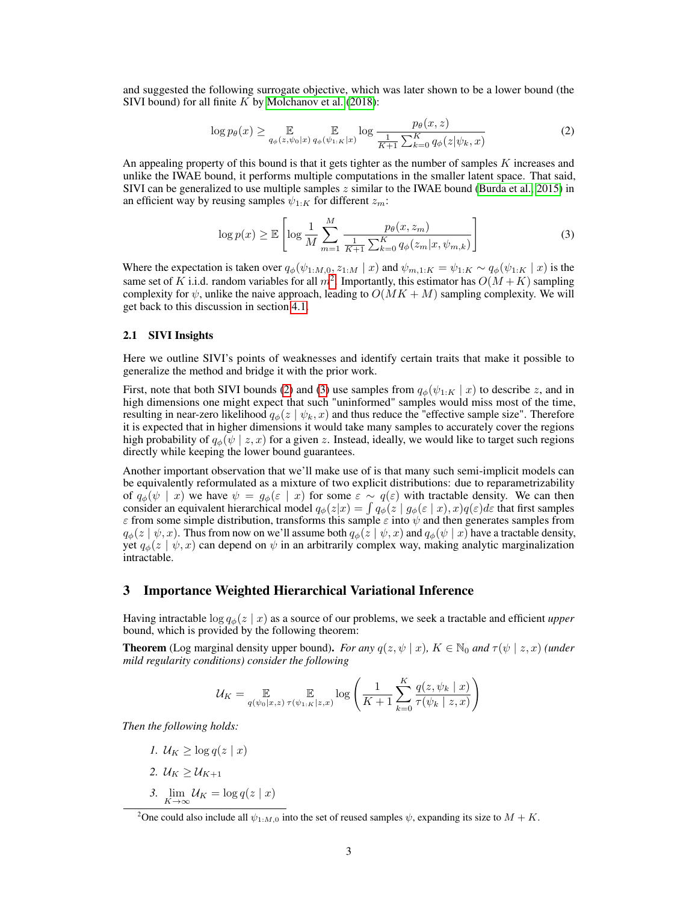and suggested the following surrogate objective, which was later shown to be a lower bound (the SIVI bound) for all finite $K$ by Molchanov et al. (2018):

$$\log p_\theta(x) \geq \mathop{\mathbb{E}}_{q_\phi(z, \psi_0 | x)} \mathop{\mathbb{E}}_{q_\phi(\psi_{1:K} | x)} \log \frac{p_\theta(x, z)}{\frac{1}{K+1} \sum_{k=0}^K q_\phi(z | \psi_k, x)} \tag{2}$$

An appealing property of this bound is that it gets tighter as the number of samples $K$ increases and unlike the IWAE bound, it performs multiple computations in the smaller latent space. That said, SIVI can be generalized to use multiple samples $z$ similar to the IWAE bound (Burda et al., 2015) in an efficient way by reusing samples $\psi_{1:K}$ for different $z_m$:

$$\log p(x) \geq \mathbb{E} \left[ \log \frac{1}{M} \sum_{m=1}^M \frac{p_\theta(x, z_m)}{\frac{1}{K+1} \sum_{k=0}^K q_\phi(z_m | x, \psi_{m,k})} \right] \tag{3}$$

Where the expectation is taken over $q_\phi(\psi_{1:M,0}, z_{1:M} \mid x)$ and $\psi_{m,1:K} = \psi_{1:K} \sim q_\phi(\psi_{1:K} \mid x)$ is the same set of $K$ i.i.d. random variables for all $m$[2]. Importantly, this estimator has $O(M + K)$ sampling complexity for $\psi$, unlike the naive approach, leading to $O(MK + M)$ sampling complexity. We will get back to this discussion in section 4.1.

### 2.1 SIVI Insights

Here we outline SIVI's points of weaknesses and identify certain traits that make it possible to generalize the method and bridge it with the prior work.

First, note that both SIVI bounds (2) and (3) use samples from $q_\phi(\psi_{1:K} \mid x)$ to describe $z$, and in high dimensions one might expect that such "uninformed" samples would miss most of the time, resulting in near-zero likelihood $q_\phi(z \mid \psi_k, x)$ and thus reduce the "effective sample size". Therefore it is expected that in higher dimensions it would take many samples to accurately cover the regions high probability of $q_\phi(\psi \mid z, x)$ for a given $z$. Instead, ideally, we would like to target such regions directly while keeping the lower bound guarantees.

Another important observation that we'll make use of is that many such semi-implicit models can be equivalently reformulated as a mixture of two explicit distributions: due to reparametrizability of $q_\phi(\psi \mid x)$ we have $\psi = g_\phi(\varepsilon \mid x)$ for some $\varepsilon \sim q(\varepsilon)$ with tractable density. We can then consider an equivalent hierarchical model $q_\phi(z|x) = \int q_\phi(z \mid g_\phi(\varepsilon \mid x), x) q(\varepsilon) d\varepsilon$ that first samples $\varepsilon$ from some simple distribution, transforms this sample $\varepsilon$ into $\psi$ and then generates samples from $q_\phi(z \mid \psi, x)$. Thus from now on we'll assume both $q_\phi(z \mid \psi, x)$ and $q_\phi(\psi \mid x)$ have a tractable density, yet $q_\phi(z \mid \psi, x)$ can depend on $\psi$ in an arbitrarily complex way, making analytic marginalization intractable.

## 3 Importance Weighted Hierarchical Variational Inference

Having intractable $\log q_\phi(z \mid x)$ as a source of our problems, we seek a tractable and efficient *upper* bound, which is provided by the following theorem:

**Theorem** (Log marginal density upper bound). *For any $q(z, \psi \mid x)$, $K \in \mathbb{N}_0$ and $\tau(\psi \mid z, x)$ (under mild regularity conditions) consider the following*

$$\mathcal{U}_K = \mathop{\mathbb{E}}_{q(\psi_0 | x, z)} \mathop{\mathbb{E}}_{\tau(\psi_{1:K} | z, x)} \log \left( \frac{1}{K+1} \sum_{k=0}^K \frac{q(z, \psi_k \mid x)}{\tau(\psi_k \mid z, x)} \right)$$

*Then the following holds:*

1. $\mathcal{U}_K \geq \log q(z \mid x)$
2. $\mathcal{U}_K \geq \mathcal{U}_{K+1}$
3. $\lim_{K \to \infty} \mathcal{U}_K = \log q(z \mid x)$

[2] One could also include all $\psi_{1:M,0}$ into the set of reused samples $\psi$, expanding its size to $M + K$.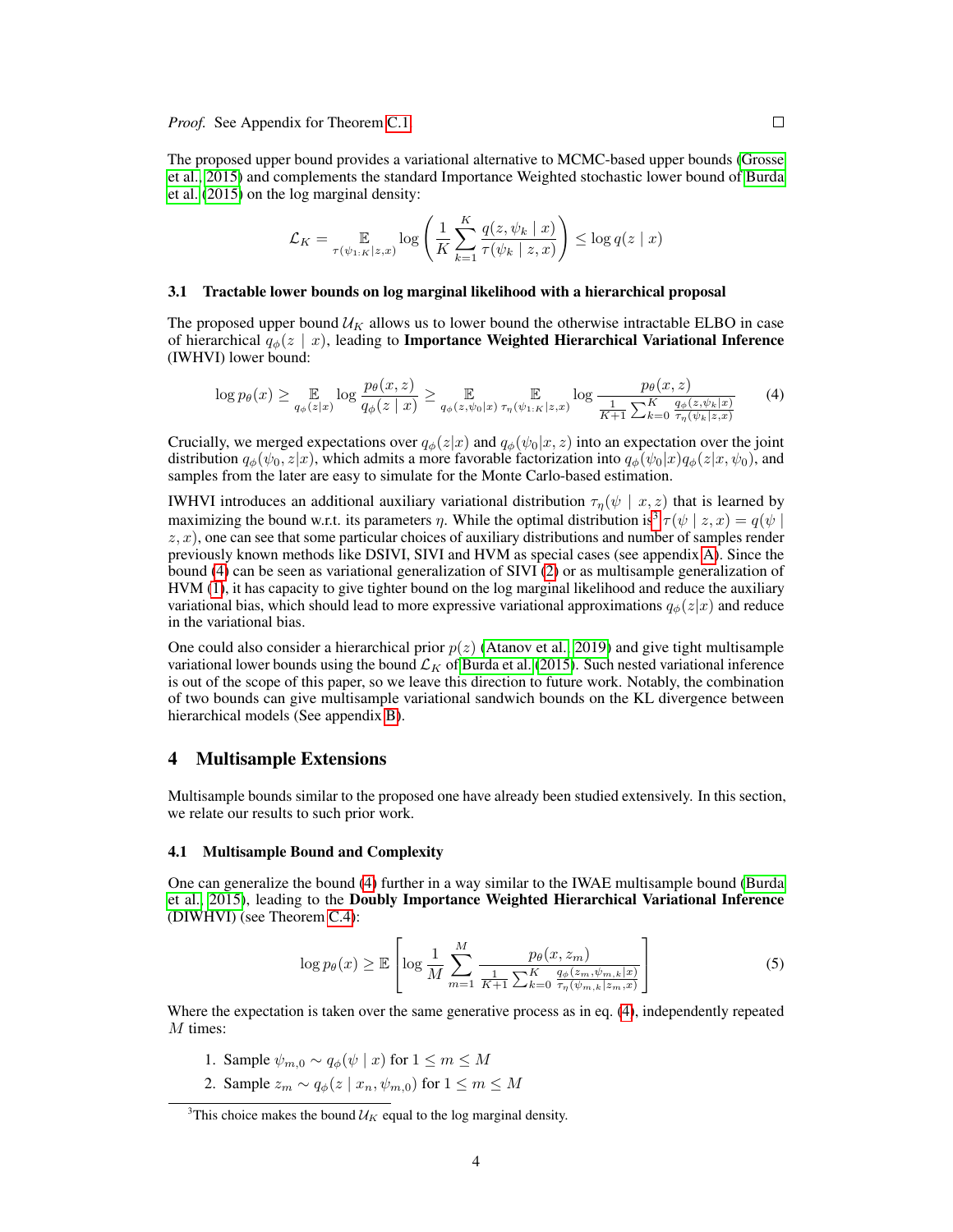*Proof.* See Appendix for Theorem C.1 □

The proposed upper bound provides a variational alternative to MCMC-based upper bounds (Grosse et al., 2015) and complements the standard Importance Weighted stochastic lower bound of Burda et al. (2015) on the log marginal density:

$$\mathcal{L}_K = \mathop{\mathbb{E}}_{\tau(\psi_{1:K}|z,x)} \log \left( \frac{1}{K} \sum_{k=1}^{K} \frac{q(z, \psi_k \mid x)}{\tau(\psi_k \mid z, x)} \right) \leq \log q(z \mid x)$$

### 3.1 Tractable lower bounds on log marginal likelihood with a hierarchical proposal

The proposed upper bound $\mathcal{U}_K$ allows us to lower bound the otherwise intractable ELBO in case of hierarchical $q_\phi(z \mid x)$, leading to **Importance Weighted Hierarchical Variational Inference** (IWHVI) lower bound:

$$\log p_\theta(x) \geq \mathop{\mathbb{E}}_{q_\phi(z|x)} \log \frac{p_\theta(x,z)}{q_\phi(z \mid x)} \geq \mathop{\mathbb{E}}_{q_\phi(z,\psi_0|x)} \mathop{\mathbb{E}}_{\tau_\eta(\psi_{1:K}|z,x)} \log \frac{p_\theta(x,z)}{\frac{1}{K+1}\sum_{k=0}^{K} \frac{q_\phi(z,\psi_k|x)}{\tau_\eta(\psi_k|z,x)}} \tag{4}$$

Crucially, we merged expectations over $q_\phi(z|x)$ and $q_\phi(\psi_0|x, z)$ into an expectation over the joint distribution $q_\phi(\psi_0, z|x)$, which admits a more favorable factorization into $q_\phi(\psi_0|x)q_\phi(z|x, \psi_0)$, and samples from the later are easy to simulate for the Monte Carlo-based estimation.

IWHVI introduces an additional auxiliary variational distribution $\tau_\eta(\psi \mid x, z)$ that is learned by maximizing the bound w.r.t. its parameters $\eta$. While the optimal distribution is[3] $\tau(\psi \mid z, x) = q(\psi \mid z, x)$, one can see that some particular choices of auxiliary distributions and number of samples render previously known methods like DSIVI, SIVI and HVM as special cases (see appendix A). Since the bound (4) can be seen as variational generalization of SIVI (2) or as multisample generalization of HVM (1), it has capacity to give tighter bound on the log marginal likelihood and reduce the auxiliary variational bias, which should lead to more expressive variational approximations $q_\phi(z|x)$ and reduce in the variational bias.

One could also consider a hierarchical prior $p(z)$ (Atanov et al., 2019) and give tight multisample variational lower bounds using the bound $\mathcal{L}_K$ of Burda et al. (2015). Such nested variational inference is out of the scope of this paper, so we leave this direction to future work. Notably, the combination of two bounds can give multisample variational sandwich bounds on the KL divergence between hierarchical models (See appendix B).

## 4 Multisample Extensions

Multisample bounds similar to the proposed one have already been studied extensively. In this section, we relate our results to such prior work.

### 4.1 Multisample Bound and Complexity

One can generalize the bound (4) further in a way similar to the IWAE multisample bound (Burda et al., 2015), leading to the **Doubly Importance Weighted Hierarchical Variational Inference** (DIWHVI) (see Theorem C.4):

$$\log p_\theta(x) \geq \mathbb{E}\left[\log \frac{1}{M} \sum_{m=1}^{M} \frac{p_\theta(x, z_m)}{\frac{1}{K+1}\sum_{k=0}^{K} \frac{q_\phi(z_m,\psi_{m,k}|x)}{\tau_\eta(\psi_{m,k}|z_m,x)}}\right] \tag{5}$$

Where the expectation is taken over the same generative process as in eq. (4), independently repeated $M$ times:

1. Sample $\psi_{m,0} \sim q_\phi(\psi \mid x)$ for $1 \leq m \leq M$
2. Sample $z_m \sim q_\phi(z \mid x_n, \psi_{m,0})$ for $1 \leq m \leq M$

[3] This choice makes the bound $\mathcal{U}_K$ equal to the log marginal density.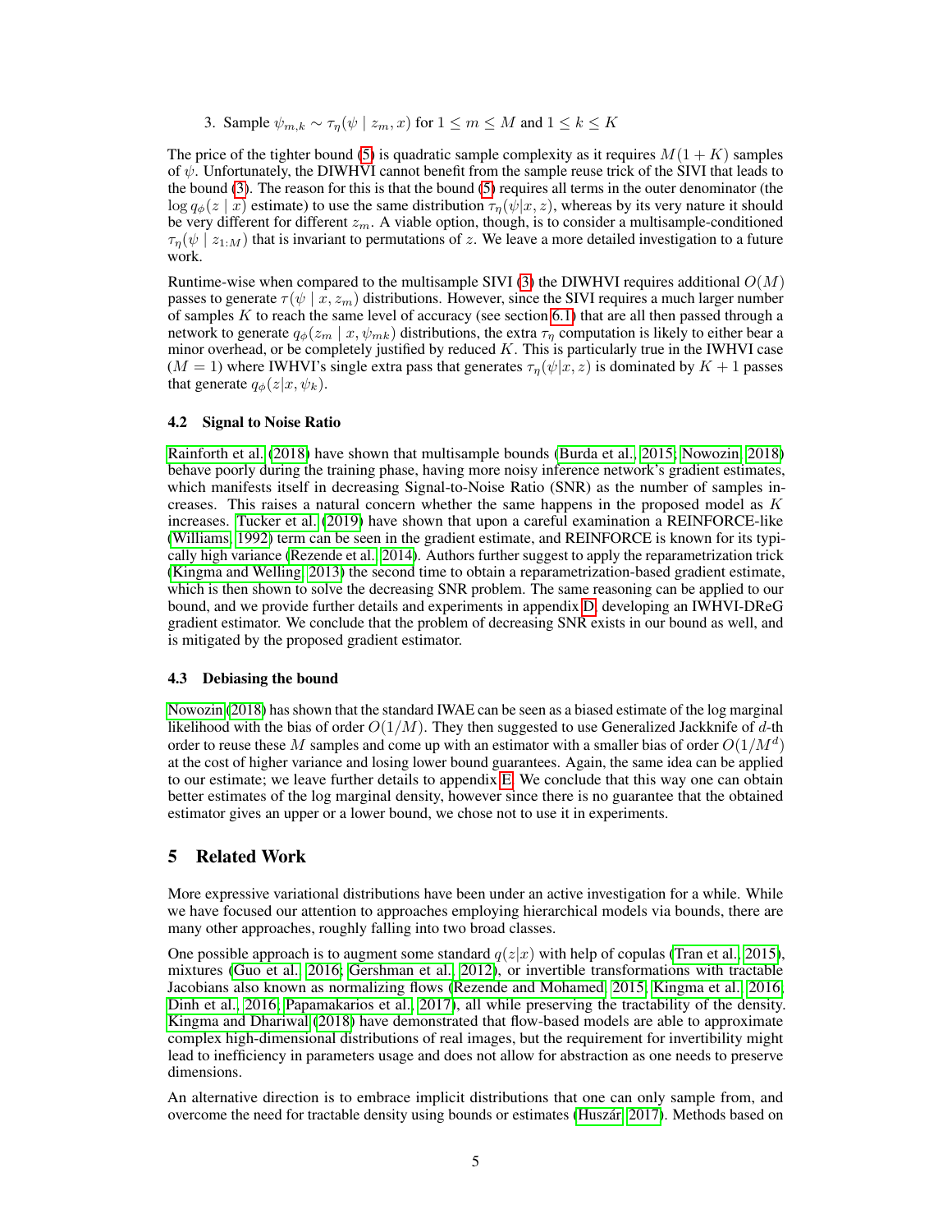3. Sample $\psi_{m,k} \sim \tau_\eta(\psi \mid z_m, x)$ for $1 \leq m \leq M$ and $1 \leq k \leq K$

The price of the tighter bound (5) is quadratic sample complexity as it requires $M(1+K)$ samples of $\psi$. Unfortunately, the DIWHVI cannot benefit from the sample reuse trick of the SIVI that leads to the bound (3). The reason for this is that the bound (5) requires all terms in the outer denominator (the $\log q_\phi(z \mid x)$ estimate) to use the same distribution $\tau_\eta(\psi|x, z)$, whereas by its very nature it should be very different for different $z_m$. A viable option, though, is to consider a multisample-conditioned $\tau_\eta(\psi \mid z_{1:M})$ that is invariant to permutations of $z$. We leave a more detailed investigation to a future work.

Runtime-wise when compared to the multisample SIVI (3) the DIWHVI requires additional $O(M)$ passes to generate $\tau(\psi \mid x, z_m)$ distributions. However, since the SIVI requires a much larger number of samples $K$ to reach the same level of accuracy (see section 6.1) that are all then passed through a network to generate $q_\phi(z_m \mid x, \psi_{mk})$ distributions, the extra $\tau_\eta$ computation is likely to either bear a minor overhead, or be completely justified by reduced $K$. This is particularly true in the IWHVI case ($M = 1$) where IWHVI's single extra pass that generates $\tau_\eta(\psi|x, z)$ is dominated by $K + 1$ passes that generate $q_\phi(z|x, \psi_k)$.

### 4.2 Signal to Noise Ratio

Rainforth et al. (2018) have shown that multisample bounds (Burda et al., 2015; Nowozin, 2018) behave poorly during the training phase, having more noisy inference network's gradient estimates, which manifests itself in decreasing Signal-to-Noise Ratio (SNR) as the number of samples increases. This raises a natural concern whether the same happens in the proposed model as $K$ increases. Tucker et al. (2019) have shown that upon a careful examination a REINFORCE-like (Williams, 1992) term can be seen in the gradient estimate, and REINFORCE is known for its typically high variance (Rezende et al., 2014). Authors further suggest to apply the reparametrization trick (Kingma and Welling, 2013) the second time to obtain a reparametrization-based gradient estimate, which is then shown to solve the decreasing SNR problem. The same reasoning can be applied to our bound, and we provide further details and experiments in appendix D, developing an IWHVI-DReG gradient estimator. We conclude that the problem of decreasing SNR exists in our bound as well, and is mitigated by the proposed gradient estimator.

### 4.3 Debiasing the bound

Nowozin (2018) has shown that the standard IWAE can be seen as a biased estimate of the log marginal likelihood with the bias of order $O(1/M)$. They then suggested to use Generalized Jackknife of $d$-th order to reuse these $M$ samples and come up with an estimator with a smaller bias of order $O(1/M^d)$ at the cost of higher variance and losing lower bound guarantees. Again, the same idea can be applied to our estimate; we leave further details to appendix E. We conclude that this way one can obtain better estimates of the log marginal density, however since there is no guarantee that the obtained estimator gives an upper or a lower bound, we chose not to use it in experiments.

## 5 Related Work

More expressive variational distributions have been under an active investigation for a while. While we have focused our attention to approaches employing hierarchical models via bounds, there are many other approaches, roughly falling into two broad classes.

One possible approach is to augment some standard $q(z|x)$ with help of copulas (Tran et al., 2015), mixtures (Guo et al., 2016; Gershman et al., 2012), or invertible transformations with tractable Jacobians also known as normalizing flows (Rezende and Mohamed, 2015; Kingma et al., 2016; Dinh et al., 2016; Papamakarios et al., 2017), all while preserving the tractability of the density. Kingma and Dhariwal (2018) have demonstrated that flow-based models are able to approximate complex high-dimensional distributions of real images, but the requirement for invertibility might lead to inefficiency in parameters usage and does not allow for abstraction as one needs to preserve dimensions.

An alternative direction is to embrace implicit distributions that one can only sample from, and overcome the need for tractable density using bounds or estimates (Huszár, 2017). Methods based on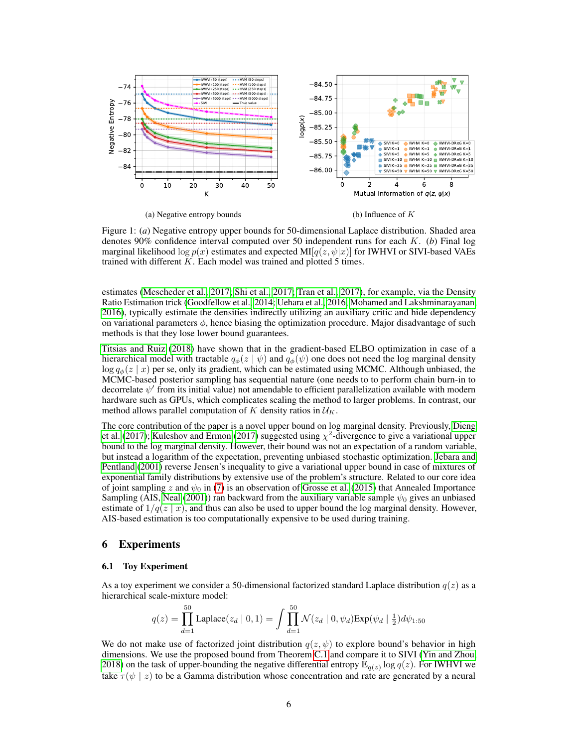(a) Negative entropy bounds

(b) Influence of $K$

Figure 1: *(a)* Negative entropy upper bounds for 50-dimensional Laplace distribution. Shaded area denotes 90% confidence interval computed over 50 independent runs for each $K$. *(b)* Final log marginal likelihood $\log p(x)$ estimates and expected $\text{MI}[q(z, \psi|x)]$ for IWHVI or SIVI-based VAEs trained with different $K$. Each model was trained and plotted 5 times.

estimates (Mescheder et al., 2017; Shi et al., 2017; Tran et al., 2017), for example, via the Density Ratio Estimation trick (Goodfellow et al., 2014; Uehara et al., 2016; Mohamed and Lakshminarayanan, 2016), typically estimate the densities indirectly utilizing an auxiliary critic and hide dependency on variational parameters $\phi$, hence biasing the optimization procedure. Major disadvantage of such methods is that they lose lower bound guarantees.

Titsias and Ruiz (2018) have shown that in the gradient-based ELBO optimization in case of a hierarchical model with tractable $q_\phi(z \mid \psi)$ and $q_\phi(\psi)$ one does not need the log marginal density $\log q_\phi(z \mid x)$ per se, only its gradient, which can be estimated using MCMC. Although unbiased, the MCMC-based posterior sampling has sequential nature (one needs to to perform chain burn-in to decorrelate $\psi'$ from its initial value) not amendable to efficient parallelization available with modern hardware such as GPUs, which complicates scaling the method to larger problems. In contrast, our method allows parallel computation of $K$ density ratios in $\mathcal{U}_K$.

The core contribution of the paper is a novel upper bound on log marginal density. Previously, Dieng et al. (2017); Kuleshov and Ermon (2017) suggested using $\chi^2$-divergence to give a variational upper bound to the log marginal density. However, their bound was not an expectation of a random variable, but instead a logarithm of the expectation, preventing unbiased stochastic optimization. Jebara and Pentland (2001) reverse Jensen's inequality to give a variational upper bound in case of mixtures of exponential family distributions by extensive use of the problem's structure. Related to our core idea of joint sampling $z$ and $\psi_0$ in (7) is an observation of Grosse et al. (2015) that Annealed Importance Sampling (AIS, Neal (2001)) ran backward from the auxiliary variable sample $\psi_0$ gives an unbiased estimate of $1/q(z \mid x)$, and thus can also be used to upper bound the log marginal density. However, AIS-based estimation is too computationally expensive to be used during training.

## 6 Experiments

### 6.1 Toy Experiment

As a toy experiment we consider a 50-dimensional factorized standard Laplace distribution $q(z)$ as a hierarchical scale-mixture model:

$$q(z) = \prod_{d=1}^{50} \text{Laplace}(z_d \mid 0, 1) = \int \prod_{d=1}^{50} \mathcal{N}(z_d \mid 0, \psi_d) \text{Exp}(\psi_d \mid \tfrac{1}{2}) d\psi_{1:50}$$

We do not make use of factorized joint distribution $q(z, \psi)$ to explore bound's behavior in high dimensions. We use the proposed bound from Theorem C.1 and compare it to SIVI (Yin and Zhou, 2018) on the task of upper-bounding the negative differential entropy $\mathbb{E}_{q(z)} \log q(z)$. For IWHVI we take $\tau(\psi \mid z)$ to be a Gamma distribution whose concentration and rate are generated by a neural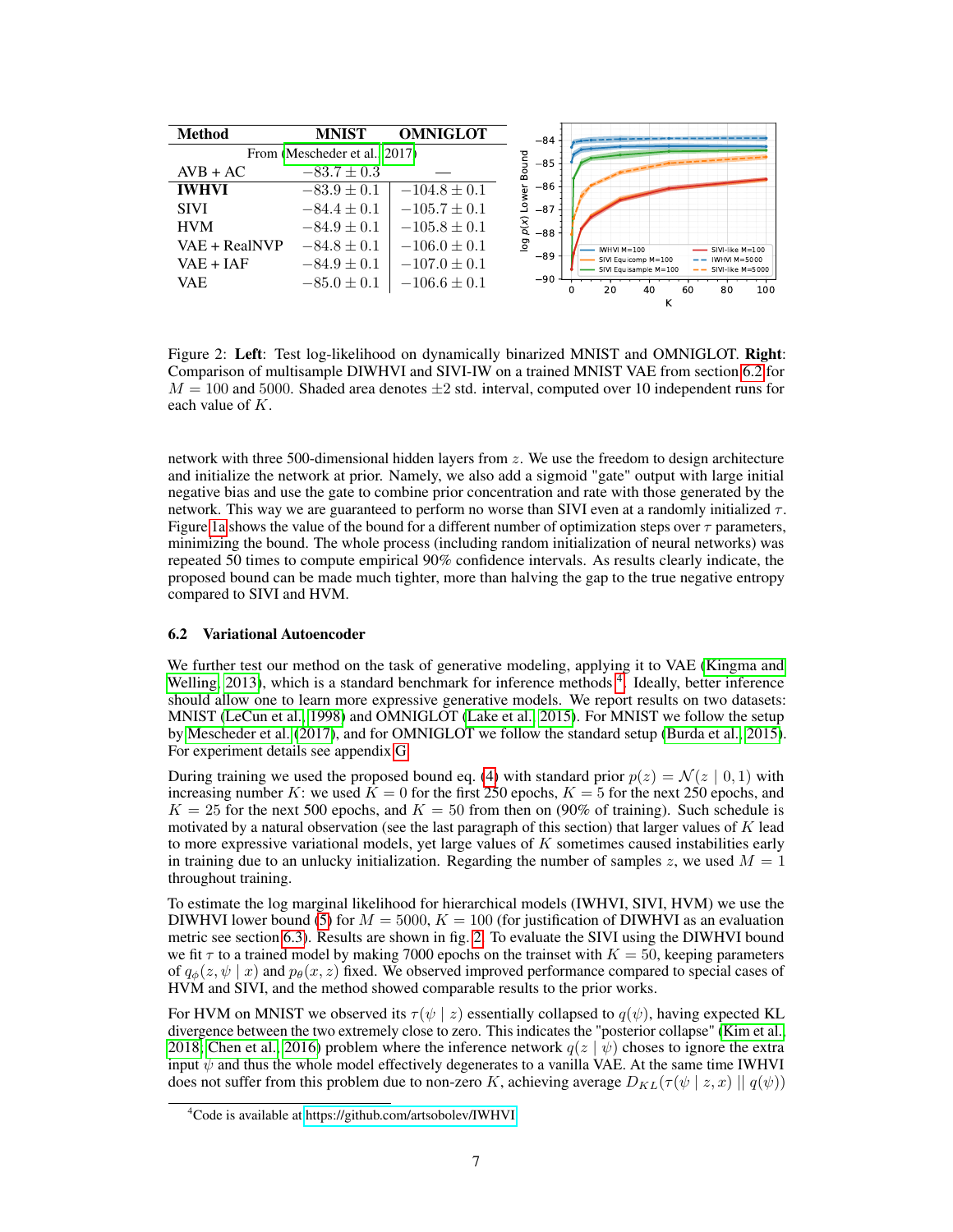| Method | MNIST | OMNIGLOT |
|---|---|---|
| From (Mescheder et al., 2017) | | |
| AVB + AC | $-83.7 \pm 0.3$ | — |
| **IWHVI** | $-83.9 \pm 0.1$ | $-104.8 \pm 0.1$ |
| SIVI | $-84.4 \pm 0.1$ | $-105.7 \pm 0.1$ |
| HVM | $-84.9 \pm 0.1$ | $-105.8 \pm 0.1$ |
| VAE + RealNVP | $-84.8 \pm 0.1$ | $-106.0 \pm 0.1$ |
| VAE + IAF | $-84.9 \pm 0.1$ | $-107.0 \pm 0.1$ |
| VAE | $-85.0 \pm 0.1$ | $-106.6 \pm 0.1$ |

Figure 2: **Left**: Test log-likelihood on dynamically binarized MNIST and OMNIGLOT. **Right**: Comparison of multisample DIWHVI and SIVI-IW on a trained MNIST VAE from section 6.2 for $M = 100$ and 5000. Shaded area denotes $\pm 2$ std. interval, computed over 10 independent runs for each value of $K$.

network with three 500-dimensional hidden layers from $z$. We use the freedom to design architecture and initialize the network at prior. Namely, we also add a sigmoid "gate" output with large initial negative bias and use the gate to combine prior concentration and rate with those generated by the network. This way we are guaranteed to perform no worse than SIVI even at a randomly initialized $\tau$. Figure 1a shows the value of the bound for a different number of optimization steps over $\tau$ parameters, minimizing the bound. The whole process (including random initialization of neural networks) was repeated 50 times to compute empirical 90% confidence intervals. As results clearly indicate, the proposed bound can be made much tighter, more than halving the gap to the true negative entropy compared to SIVI and HVM.

### 6.2 Variational Autoencoder

We further test our method on the task of generative modeling, applying it to VAE (Kingma and Welling, 2013), which is a standard benchmark for inference methods [4]. Ideally, better inference should allow one to learn more expressive generative models. We report results on two datasets: MNIST (LeCun et al., 1998) and OMNIGLOT (Lake et al., 2015). For MNIST we follow the setup by Mescheder et al. (2017), and for OMNIGLOT we follow the standard setup (Burda et al., 2015). For experiment details see appendix G.

During training we used the proposed bound eq. (4) with standard prior $p(z) = \mathcal{N}(z \mid 0, 1)$ with increasing number $K$: we used $K = 0$ for the first 250 epochs, $K = 5$ for the next 250 epochs, and $K = 25$ for the next 500 epochs, and $K = 50$ from then on (90% of training). Such schedule is motivated by a natural observation (see the last paragraph of this section) that larger values of $K$ lead to more expressive variational models, yet large values of $K$ sometimes caused instabilities early in training due to an unlucky initialization. Regarding the number of samples $z$, we used $M = 1$ throughout training.

To estimate the log marginal likelihood for hierarchical models (IWHVI, SIVI, HVM) we use the DIWHVI lower bound (5) for $M = 5000$, $K = 100$ (for justification of DIWHVI as an evaluation metric see section 6.3). Results are shown in fig. 2. To evaluate the SIVI using the DIWHVI bound we fit $\tau$ to a trained model by making 7000 epochs on the trainset with $K = 50$, keeping parameters of $q_\phi(z, \psi \mid x)$ and $p_\theta(x, z)$ fixed. We observed improved performance compared to special cases of HVM and SIVI, and the method showed comparable results to the prior works.

For HVM on MNIST we observed its $\tau(\psi \mid z)$ essentially collapsed to $q(\psi)$, having expected KL divergence between the two extremely close to zero. This indicates the "posterior collapse" (Kim et al., 2018; Chen et al., 2016) problem where the inference network $q(z \mid \psi)$ choses to ignore the extra input $\psi$ and thus the whole model effectively degenerates to a vanilla VAE. At the same time IWHVI does not suffer from this problem due to non-zero $K$, achieving average $D_{KL}(\tau(\psi \mid z, x) \mid\mid q(\psi))$

[4] Code is available at https://github.com/artsobolev/IWHVI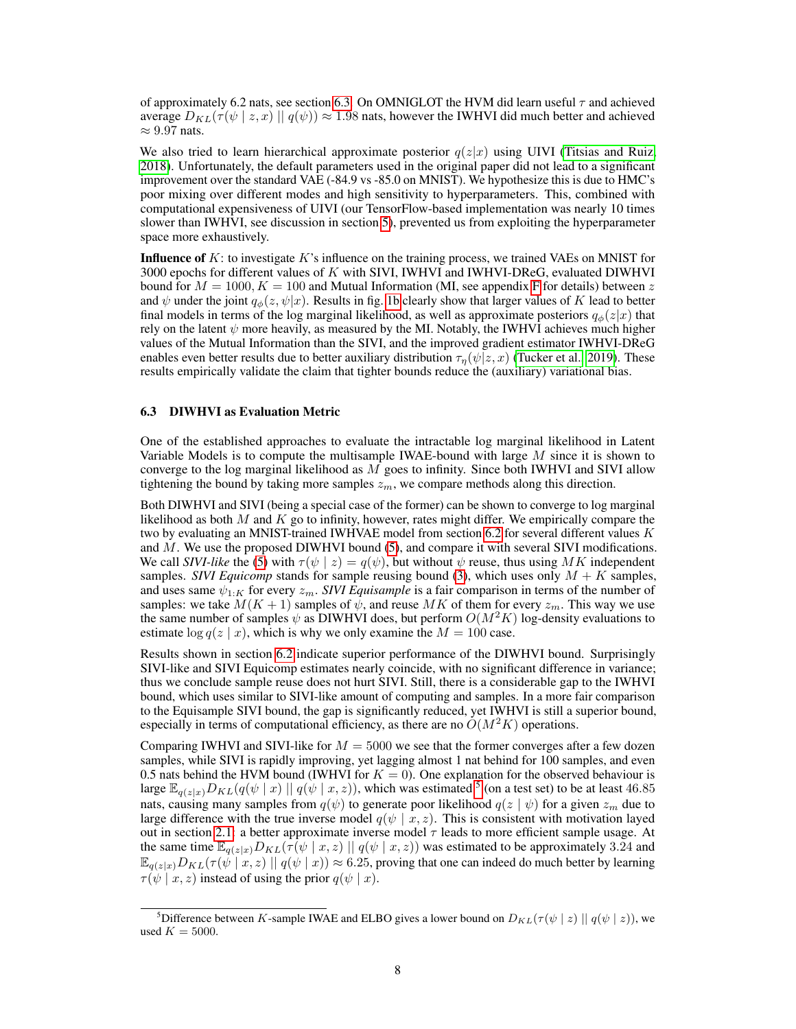of approximately 6.2 nats, see section 6.3. On OMNIGLOT the HVM did learn useful $\tau$ and achieved average $D_{KL}(\tau(\psi \mid z, x) \mid\mid q(\psi)) \approx 1.98$ nats, however the IWHVI did much better and achieved $\approx 9.97$ nats.

We also tried to learn hierarchical approximate posterior $q(z|x)$ using UIVI (Titsias and Ruiz, 2018). Unfortunately, the default parameters used in the original paper did not lead to a significant improvement over the standard VAE (-84.9 vs -85.0 on MNIST). We hypothesize this is due to HMC's poor mixing over different modes and high sensitivity to hyperparameters. This, combined with computational expensiveness of UIVI (our TensorFlow-based implementation was nearly 10 times slower than IWHVI, see discussion in section 5), prevented us from exploiting the hyperparameter space more exhaustively.

**Influence of** $K$: to investigate $K$'s influence on the training process, we trained VAEs on MNIST for 3000 epochs for different values of $K$ with SIVI, IWHVI and IWHVI-DReG, evaluated DIWHVI bound for $M = 1000$, $K = 100$ and Mutual Information (MI, see appendix F for details) between $z$ and $\psi$ under the joint $q_\phi(z, \psi|x)$. Results in fig. 1b clearly show that larger values of $K$ lead to better final models in terms of the log marginal likelihood, as well as approximate posteriors $q_\phi(z|x)$ that rely on the latent $\psi$ more heavily, as measured by the MI. Notably, the IWHVI achieves much higher values of the Mutual Information than the SIVI, and the improved gradient estimator IWHVI-DReG enables even better results due to better auxiliary distribution $\tau_\eta(\psi|z, x)$ (Tucker et al., 2019). These results empirically validate the claim that tighter bounds reduce the (auxiliary) variational bias.

### 6.3 DIWHVI as Evaluation Metric

One of the established approaches to evaluate the intractable log marginal likelihood in Latent Variable Models is to compute the multisample IWAE-bound with large $M$ since it is shown to converge to the log marginal likelihood as $M$ goes to infinity. Since both IWHVI and SIVI allow tightening the bound by taking more samples $z_m$, we compare methods along this direction.

Both DIWHVI and SIVI (being a special case of the former) can be shown to converge to log marginal likelihood as both $M$ and $K$ go to infinity, however, rates might differ. We empirically compare the two by evaluating an MNIST-trained IWHVAE model from section 6.2 for several different values $K$ and $M$. We use the proposed DIWHVI bound (5), and compare it with several SIVI modifications. We call *SIVI-like* the (5) with $\tau(\psi \mid z) = q(\psi)$, but without $\psi$ reuse, thus using $MK$ independent samples. *SIVI Equicomp* stands for sample reusing bound (3), which uses only $M + K$ samples, and uses same $\psi_{1:K}$ for every $z_m$. *SIVI Equisample* is a fair comparison in terms of the number of samples: we take $M(K + 1)$ samples of $\psi$, and reuse $MK$ of them for every $z_m$. This way we use the same number of samples $\psi$ as DIWHVI does, but perform $O(M^2K)$ log-density evaluations to estimate $\log q(z \mid x)$, which is why we only examine the $M = 100$ case.

Results shown in section 6.2 indicate superior performance of the DIWHVI bound. Surprisingly SIVI-like and SIVI Equicomp estimates nearly coincide, with no significant difference in variance; thus we conclude sample reuse does not hurt SIVI. Still, there is a considerable gap to the IWHVI bound, which uses similar to SIVI-like amount of computing and samples. In a more fair comparison to the Equisample SIVI bound, the gap is significantly reduced, yet IWHVI is still a superior bound, especially in terms of computational efficiency, as there are no $O(M^2K)$ operations.

Comparing IWHVI and SIVI-like for $M = 5000$ we see that the former converges after a few dozen samples, while SIVI is rapidly improving, yet lagging almost 1 nat behind for 100 samples, and even 0.5 nats behind the HVM bound (IWHVI for $K = 0$). One explanation for the observed behaviour is large $\mathbb{E}_{q(z|x)} D_{KL}(q(\psi \mid x) \mid\mid q(\psi \mid x, z))$, which was estimated[5] (on a test set) to be at least 46.85 nats, causing many samples from $q(\psi)$ to generate poor likelihood $q(z \mid \psi)$ for a given $z_m$ due to large difference with the true inverse model $q(\psi \mid x, z)$. This is consistent with motivation layed out in section 2.1: a better approximate inverse model $\tau$ leads to more efficient sample usage. At the same time $\mathbb{E}_{q(z|x)} D_{KL}(\tau(\psi \mid x, z) \mid\mid q(\psi \mid x, z))$ was estimated to be approximately 3.24 and $\mathbb{E}_{q(z|x)} D_{KL}(\tau(\psi \mid x, z) \mid\mid q(\psi \mid x)) \approx 6.25$, proving that one can indeed do much better by learning $\tau(\psi \mid x, z)$ instead of using the prior $q(\psi \mid x)$.

[5] Difference between $K$-sample IWAE and ELBO gives a lower bound on $D_{KL}(\tau(\psi \mid z) \mid\mid q(\psi \mid z))$, we used $K = 5000$.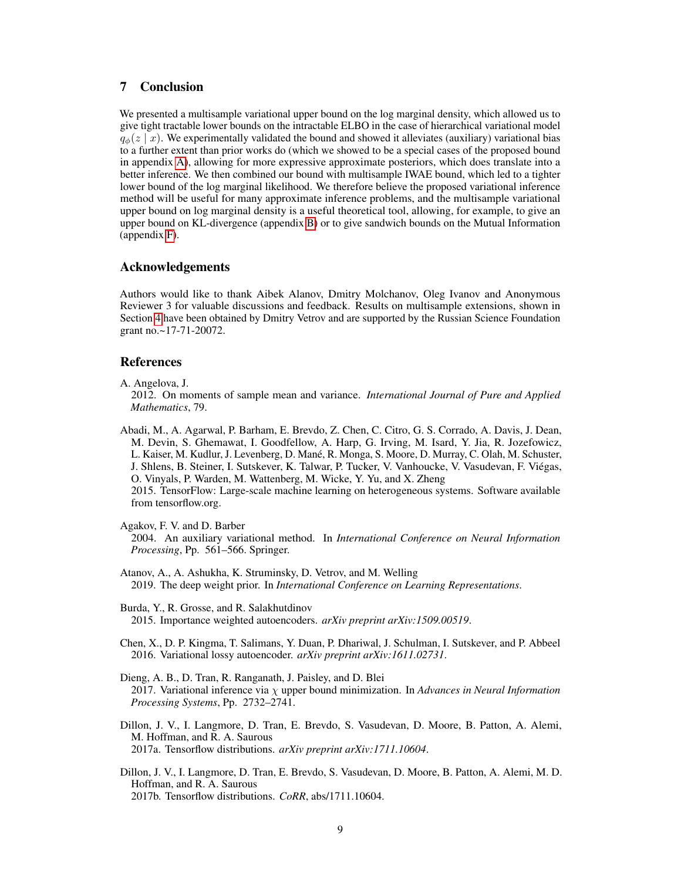## 7 Conclusion

We presented a multisample variational upper bound on the log marginal density, which allowed us to give tight tractable lower bounds on the intractable ELBO in the case of hierarchical variational model $q_\phi(z \mid x)$. We experimentally validated the bound and showed it alleviates (auxiliary) variational bias to a further extent than prior works do (which we showed to be a special cases of the proposed bound in appendix A), allowing for more expressive approximate posteriors, which does translate into a better inference. We then combined our bound with multisample IWAE bound, which led to a tighter lower bound of the log marginal likelihood. We therefore believe the proposed variational inference method will be useful for many approximate inference problems, and the multisample variational upper bound on log marginal density is a useful theoretical tool, allowing, for example, to give an upper bound on KL-divergence (appendix B) or to give sandwich bounds on the Mutual Information (appendix F).

### Acknowledgements

Authors would like to thank Aibek Alanov, Dmitry Molchanov, Oleg Ivanov and Anonymous Reviewer 3 for valuable discussions and feedback. Results on multisample extensions, shown in Section 4 have been obtained by Dmitry Vetrov and are supported by the Russian Science Foundation grant no.~17-71-20072.

### References

Angelova, J.
2012. On moments of sample mean and variance. *International Journal of Pure and Applied Mathematics*, 79.

Abadi, M., A. Agarwal, P. Barham, E. Brevdo, Z. Chen, C. Citro, G. S. Corrado, A. Davis, J. Dean, M. Devin, S. Ghemawat, I. Goodfellow, A. Harp, G. Irving, M. Isard, Y. Jia, R. Jozefowicz, L. Kaiser, M. Kudlur, J. Levenberg, D. Mané, R. Monga, S. Moore, D. Murray, C. Olah, M. Schuster, J. Shlens, B. Steiner, I. Sutskever, K. Talwar, P. Tucker, V. Vanhoucke, V. Vasudevan, F. Viégas, O. Vinyals, P. Warden, M. Wattenberg, M. Wicke, Y. Yu, and X. Zheng
2015. TensorFlow: Large-scale machine learning on heterogeneous systems. Software available from tensorflow.org.

Agakov, F. V. and D. Barber
2004. An auxiliary variational method. In *International Conference on Neural Information Processing*, Pp. 561–566. Springer.

Atanov, A., A. Ashukha, K. Struminsky, D. Vetrov, and M. Welling
2019. The deep weight prior. In *International Conference on Learning Representations*.

Burda, Y., R. Grosse, and R. Salakhutdinov
2015. Importance weighted autoencoders. *arXiv preprint arXiv:1509.00519*.

Chen, X., D. P. Kingma, T. Salimans, Y. Duan, P. Dhariwal, J. Schulman, I. Sutskever, and P. Abbeel
2016. Variational lossy autoencoder. *arXiv preprint arXiv:1611.02731*.

Dieng, A. B., D. Tran, R. Ranganath, J. Paisley, and D. Blei
2017. Variational inference via $\chi$ upper bound minimization. In *Advances in Neural Information Processing Systems*, Pp. 2732–2741.

Dillon, J. V., I. Langmore, D. Tran, E. Brevdo, S. Vasudevan, D. Moore, B. Patton, A. Alemi, M. Hoffman, and R. A. Saurous
2017a. Tensorflow distributions. *arXiv preprint arXiv:1711.10604*.

Dillon, J. V., I. Langmore, D. Tran, E. Brevdo, S. Vasudevan, D. Moore, B. Patton, A. Alemi, M. D. Hoffman, and R. A. Saurous
2017b. Tensorflow distributions. *CoRR*, abs/1711.10604.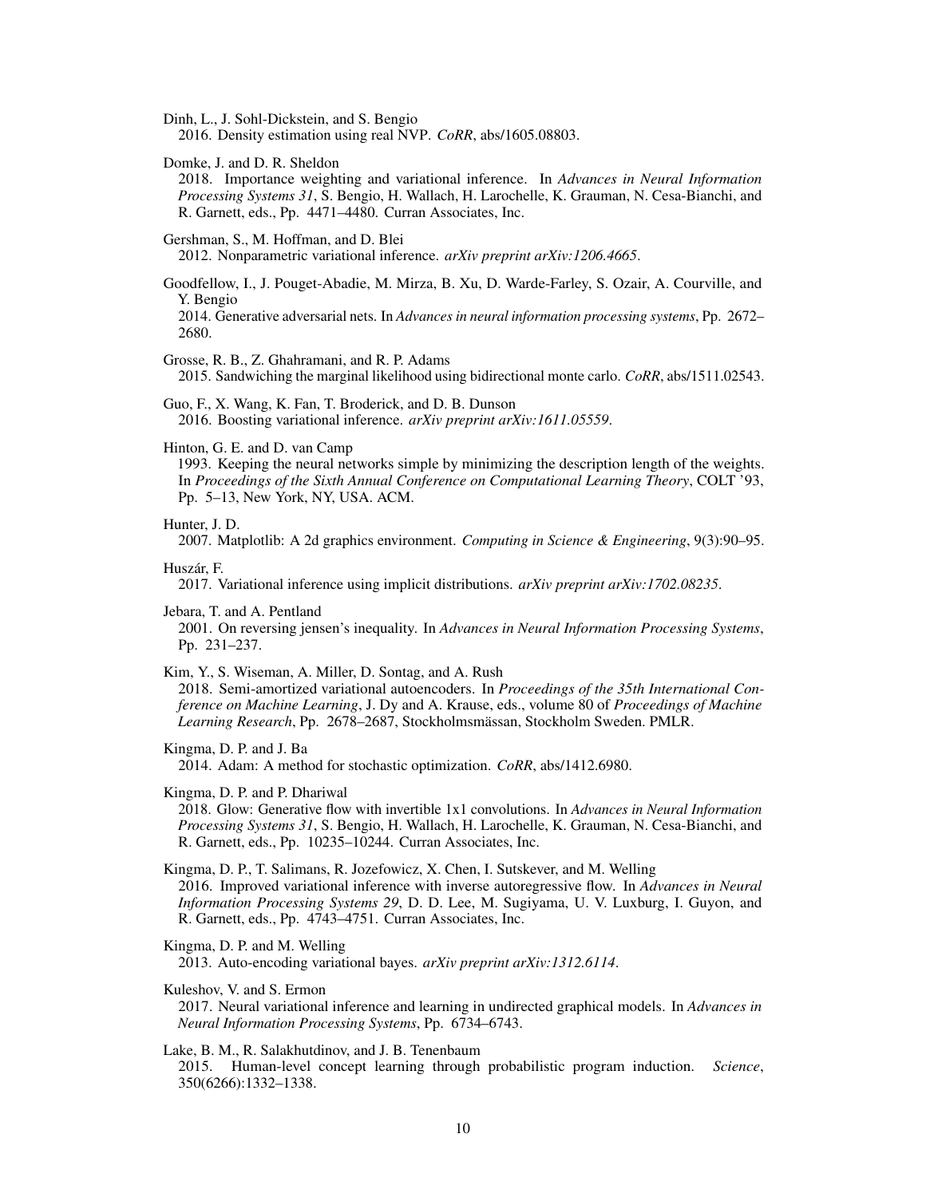Dinh, L., J. Sohl-Dickstein, and S. Bengio
2016. Density estimation using real NVP. *CoRR*, abs/1605.08803.

Domke, J. and D. R. Sheldon
2018. Importance weighting and variational inference. In *Advances in Neural Information Processing Systems 31*, S. Bengio, H. Wallach, H. Larochelle, K. Grauman, N. Cesa-Bianchi, and R. Garnett, eds., Pp. 4471–4480. Curran Associates, Inc.

Gershman, S., M. Hoffman, and D. Blei
2012. Nonparametric variational inference. *arXiv preprint arXiv:1206.4665*.

Goodfellow, I., J. Pouget-Abadie, M. Mirza, B. Xu, D. Warde-Farley, S. Ozair, A. Courville, and Y. Bengio
2014. Generative adversarial nets. In *Advances in neural information processing systems*, Pp. 2672–2680.

Grosse, R. B., Z. Ghahramani, and R. P. Adams
2015. Sandwiching the marginal likelihood using bidirectional monte carlo. *CoRR*, abs/1511.02543.

Guo, F., X. Wang, K. Fan, T. Broderick, and D. B. Dunson
2016. Boosting variational inference. *arXiv preprint arXiv:1611.05559*.

Hinton, G. E. and D. van Camp
1993. Keeping the neural networks simple by minimizing the description length of the weights. In *Proceedings of the Sixth Annual Conference on Computational Learning Theory*, COLT '93, Pp. 5–13, New York, NY, USA. ACM.

Hunter, J. D.
2007. Matplotlib: A 2d graphics environment. *Computing in Science & Engineering*, 9(3):90–95.

Huszár, F.
2017. Variational inference using implicit distributions. *arXiv preprint arXiv:1702.08235*.

Jebara, T. and A. Pentland
2001. On reversing jensen's inequality. In *Advances in Neural Information Processing Systems*, Pp. 231–237.

Kim, Y., S. Wiseman, A. Miller, D. Sontag, and A. Rush
2018. Semi-amortized variational autoencoders. In *Proceedings of the 35th International Conference on Machine Learning*, J. Dy and A. Krause, eds., volume 80 of *Proceedings of Machine Learning Research*, Pp. 2678–2687, Stockholmsmässan, Stockholm Sweden. PMLR.

Kingma, D. P. and J. Ba
2014. Adam: A method for stochastic optimization. *CoRR*, abs/1412.6980.

Kingma, D. P. and P. Dhariwal
2018. Glow: Generative flow with invertible 1x1 convolutions. In *Advances in Neural Information Processing Systems 31*, S. Bengio, H. Wallach, H. Larochelle, K. Grauman, N. Cesa-Bianchi, and R. Garnett, eds., Pp. 10235–10244. Curran Associates, Inc.

Kingma, D. P., T. Salimans, R. Jozefowicz, X. Chen, I. Sutskever, and M. Welling
2016. Improved variational inference with inverse autoregressive flow. In *Advances in Neural Information Processing Systems 29*, D. D. Lee, M. Sugiyama, U. V. Luxburg, I. Guyon, and R. Garnett, eds., Pp. 4743–4751. Curran Associates, Inc.

Kingma, D. P. and M. Welling
2013. Auto-encoding variational bayes. *arXiv preprint arXiv:1312.6114*.

Kuleshov, V. and S. Ermon
2017. Neural variational inference and learning in undirected graphical models. In *Advances in Neural Information Processing Systems*, Pp. 6734–6743.

Lake, B. M., R. Salakhutdinov, and J. B. Tenenbaum
2015. Human-level concept learning through probabilistic program induction. *Science*, 350(6266):1332–1338.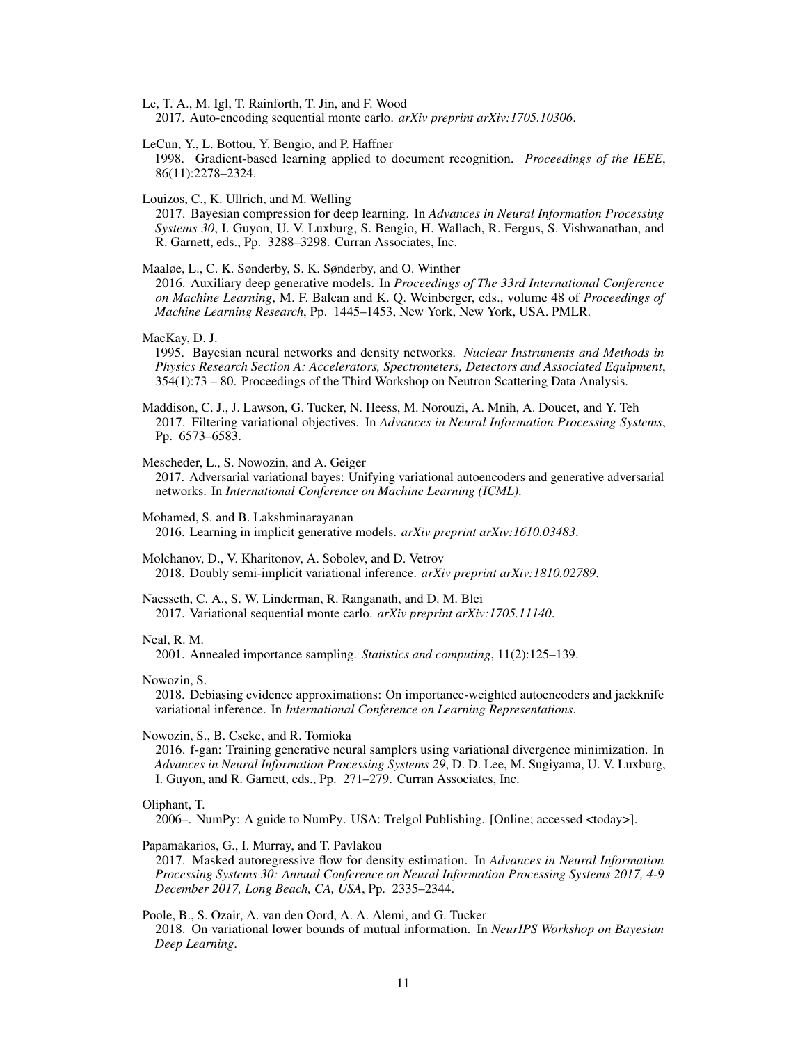Le, T. A., M. Igl, T. Rainforth, T. Jin, and F. Wood
2017. Auto-encoding sequential monte carlo. *arXiv preprint arXiv:1705.10306*.

LeCun, Y., L. Bottou, Y. Bengio, and P. Haffner
1998. Gradient-based learning applied to document recognition. *Proceedings of the IEEE*, 86(11):2278–2324.

Louizos, C., K. Ullrich, and M. Welling
2017. Bayesian compression for deep learning. In *Advances in Neural Information Processing Systems 30*, I. Guyon, U. V. Luxburg, S. Bengio, H. Wallach, R. Fergus, S. Vishwanathan, and R. Garnett, eds., Pp. 3288–3298. Curran Associates, Inc.

Maaløe, L., C. K. Sønderby, S. K. Sønderby, and O. Winther
2016. Auxiliary deep generative models. In *Proceedings of The 33rd International Conference on Machine Learning*, M. F. Balcan and K. Q. Weinberger, eds., volume 48 of *Proceedings of Machine Learning Research*, Pp. 1445–1453, New York, New York, USA. PMLR.

MacKay, D. J.
1995. Bayesian neural networks and density networks. *Nuclear Instruments and Methods in Physics Research Section A: Accelerators, Spectrometers, Detectors and Associated Equipment*, 354(1):73 – 80. Proceedings of the Third Workshop on Neutron Scattering Data Analysis.

Maddison, C. J., J. Lawson, G. Tucker, N. Heess, M. Norouzi, A. Mnih, A. Doucet, and Y. Teh
2017. Filtering variational objectives. In *Advances in Neural Information Processing Systems*, Pp. 6573–6583.

Mescheder, L., S. Nowozin, and A. Geiger
2017. Adversarial variational bayes: Unifying variational autoencoders and generative adversarial networks. In *International Conference on Machine Learning (ICML)*.

Mohamed, S. and B. Lakshminarayanan
2016. Learning in implicit generative models. *arXiv preprint arXiv:1610.03483*.

Molchanov, D., V. Kharitonov, A. Sobolev, and D. Vetrov
2018. Doubly semi-implicit variational inference. *arXiv preprint arXiv:1810.02789*.

Naesseth, C. A., S. W. Linderman, R. Ranganath, and D. M. Blei
2017. Variational sequential monte carlo. *arXiv preprint arXiv:1705.11140*.

Neal, R. M.
2001. Annealed importance sampling. *Statistics and computing*, 11(2):125–139.

Nowozin, S.
2018. Debiasing evidence approximations: On importance-weighted autoencoders and jackknife variational inference. In *International Conference on Learning Representations*.

Nowozin, S., B. Cseke, and R. Tomioka
2016. f-gan: Training generative neural samplers using variational divergence minimization. In *Advances in Neural Information Processing Systems 29*, D. D. Lee, M. Sugiyama, U. V. Luxburg, I. Guyon, and R. Garnett, eds., Pp. 271–279. Curran Associates, Inc.

Oliphant, T.
2006–. NumPy: A guide to NumPy. USA: Trelgol Publishing. [Online; accessed <today>].

Papamakarios, G., I. Murray, and T. Pavlakou
2017. Masked autoregressive flow for density estimation. In *Advances in Neural Information Processing Systems 30: Annual Conference on Neural Information Processing Systems 2017, 4-9 December 2017, Long Beach, CA, USA*, Pp. 2335–2344.

Poole, B., S. Ozair, A. van den Oord, A. A. Alemi, and G. Tucker
2018. On variational lower bounds of mutual information. In *NeurIPS Workshop on Bayesian Deep Learning*.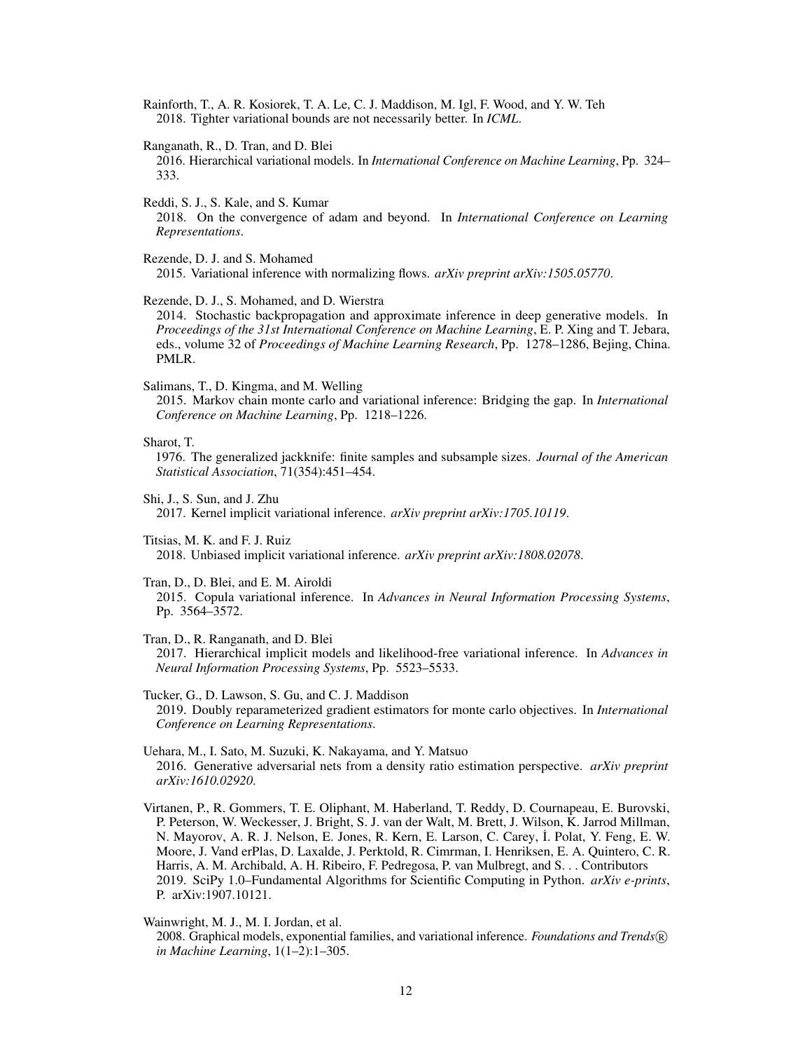Rainforth, T., A. R. Kosiorek, T. A. Le, C. J. Maddison, M. Igl, F. Wood, and Y. W. Teh
2018. Tighter variational bounds are not necessarily better. In *ICML*.

Ranganath, R., D. Tran, and D. Blei
2016. Hierarchical variational models. In *International Conference on Machine Learning*, Pp. 324–333.

Reddi, S. J., S. Kale, and S. Kumar
2018. On the convergence of adam and beyond. In *International Conference on Learning Representations*.

Rezende, D. J. and S. Mohamed
2015. Variational inference with normalizing flows. *arXiv preprint arXiv:1505.05770*.

Rezende, D. J., S. Mohamed, and D. Wierstra
2014. Stochastic backpropagation and approximate inference in deep generative models. In *Proceedings of the 31st International Conference on Machine Learning*, E. P. Xing and T. Jebara, eds., volume 32 of *Proceedings of Machine Learning Research*, Pp. 1278–1286, Bejing, China. PMLR.

Salimans, T., D. Kingma, and M. Welling
2015. Markov chain monte carlo and variational inference: Bridging the gap. In *International Conference on Machine Learning*, Pp. 1218–1226.

Sharot, T.
1976. The generalized jackknife: finite samples and subsample sizes. *Journal of the American Statistical Association*, 71(354):451–454.

Shi, J., S. Sun, and J. Zhu
2017. Kernel implicit variational inference. *arXiv preprint arXiv:1705.10119*.

Titsias, M. K. and F. J. Ruiz
2018. Unbiased implicit variational inference. *arXiv preprint arXiv:1808.02078*.

Tran, D., D. Blei, and E. M. Airoldi
2015. Copula variational inference. In *Advances in Neural Information Processing Systems*, Pp. 3564–3572.

Tran, D., R. Ranganath, and D. Blei
2017. Hierarchical implicit models and likelihood-free variational inference. In *Advances in Neural Information Processing Systems*, Pp. 5523–5533.

Tucker, G., D. Lawson, S. Gu, and C. J. Maddison
2019. Doubly reparameterized gradient estimators for monte carlo objectives. In *International Conference on Learning Representations*.

Uehara, M., I. Sato, M. Suzuki, K. Nakayama, and Y. Matsuo
2016. Generative adversarial nets from a density ratio estimation perspective. *arXiv preprint arXiv:1610.02920*.

Virtanen, P., R. Gommers, T. E. Oliphant, M. Haberland, T. Reddy, D. Cournapeau, E. Burovski, P. Peterson, W. Weckesser, J. Bright, S. J. van der Walt, M. Brett, J. Wilson, K. Jarrod Millman, N. Mayorov, A. R. J. Nelson, E. Jones, R. Kern, E. Larson, C. Carey, İ. Polat, Y. Feng, E. W. Moore, J. Vand erPlas, D. Laxalde, J. Perktold, R. Cimrman, I. Henriksen, E. A. Quintero, C. R. Harris, A. M. Archibald, A. H. Ribeiro, F. Pedregosa, P. van Mulbregt, and S. . . Contributors
2019. SciPy 1.0–Fundamental Algorithms for Scientific Computing in Python. *arXiv e-prints*, P. arXiv:1907.10121.

Wainwright, M. J., M. I. Jordan, et al.
2008. Graphical models, exponential families, and variational inference. *Foundations and Trends® in Machine Learning*, 1(1–2):1–305.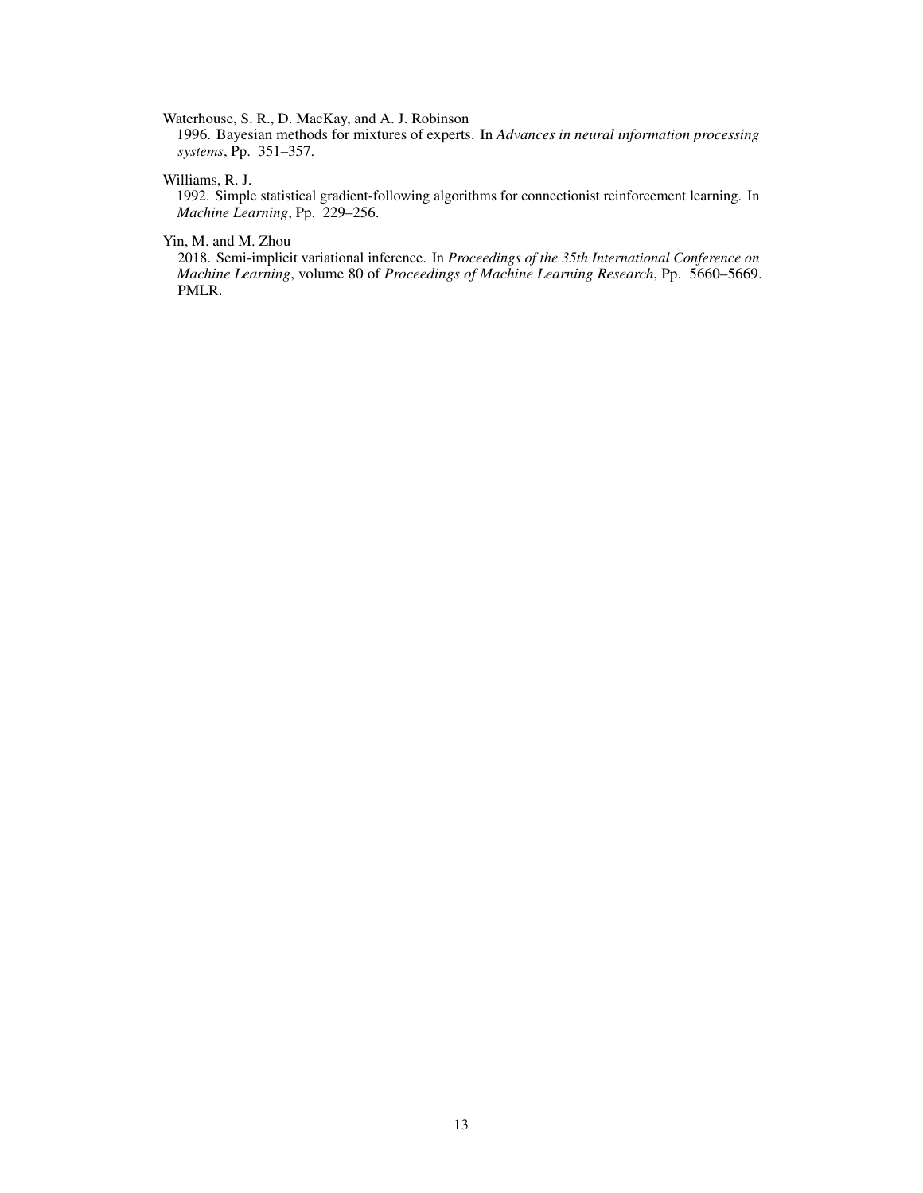Waterhouse, S. R., D. MacKay, and A. J. Robinson
1996. Bayesian methods for mixtures of experts. In *Advances in neural information processing systems*, Pp. 351–357.

Williams, R. J.
1992. Simple statistical gradient-following algorithms for connectionist reinforcement learning. In *Machine Learning*, Pp. 229–256.

Yin, M. and M. Zhou
2018. Semi-implicit variational inference. In *Proceedings of the 35th International Conference on Machine Learning*, volume 80 of *Proceedings of Machine Learning Research*, Pp. 5660–5669. PMLR.